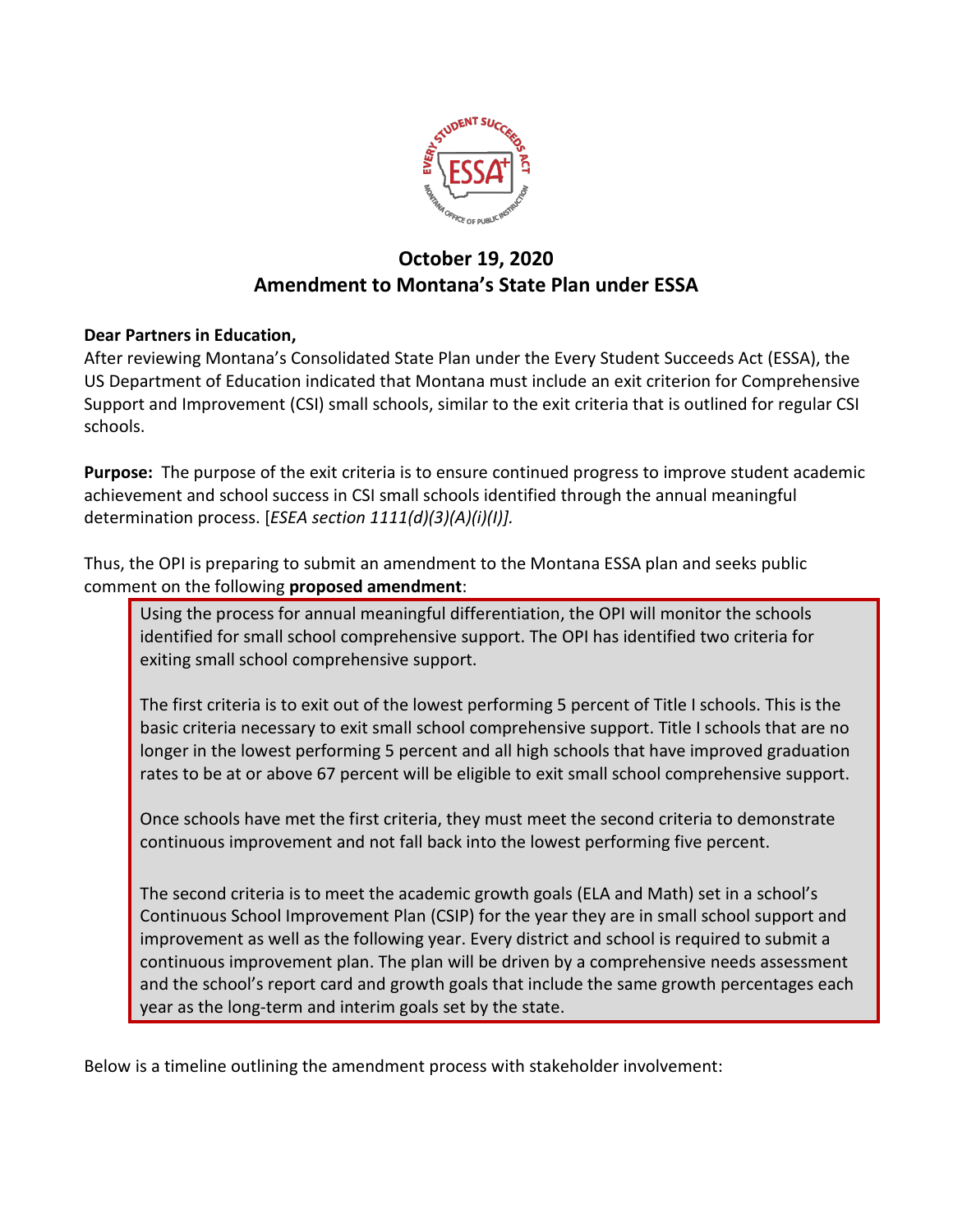# October 19, 2020
# Amendment to Montana's State Plan under ESSA

**Dear Partners in Education,**

After reviewing Montana's Consolidated State Plan under the Every Student Succeeds Act (ESSA), the US Department of Education indicated that Montana must include an exit criterion for Comprehensive Support and Improvement (CSI) small schools, similar to the exit criteria that is outlined for regular CSI schools.

**Purpose:** The purpose of the exit criteria is to ensure continued progress to improve student academic achievement and school success in CSI small schools identified through the annual meaningful determination process. [*ESEA section 1111(d)(3)(A)(i)(I)]*.

Thus, the OPI is preparing to submit an amendment to the Montana ESSA plan and seeks public comment on the following **proposed amendment**:

> Using the process for annual meaningful differentiation, the OPI will monitor the schools identified for small school comprehensive support. The OPI has identified two criteria for exiting small school comprehensive support.
>
> The first criteria is to exit out of the lowest performing 5 percent of Title I schools. This is the basic criteria necessary to exit small school comprehensive support. Title I schools that are no longer in the lowest performing 5 percent and all high schools that have improved graduation rates to be at or above 67 percent will be eligible to exit small school comprehensive support.
>
> Once schools have met the first criteria, they must meet the second criteria to demonstrate continuous improvement and not fall back into the lowest performing five percent.
>
> The second criteria is to meet the academic growth goals (ELA and Math) set in a school's Continuous School Improvement Plan (CSIP) for the year they are in small school support and improvement as well as the following year. Every district and school is required to submit a continuous improvement plan. The plan will be driven by a comprehensive needs assessment and the school's report card and growth goals that include the same growth percentages each year as the long-term and interim goals set by the state.

Below is a timeline outlining the amendment process with stakeholder involvement: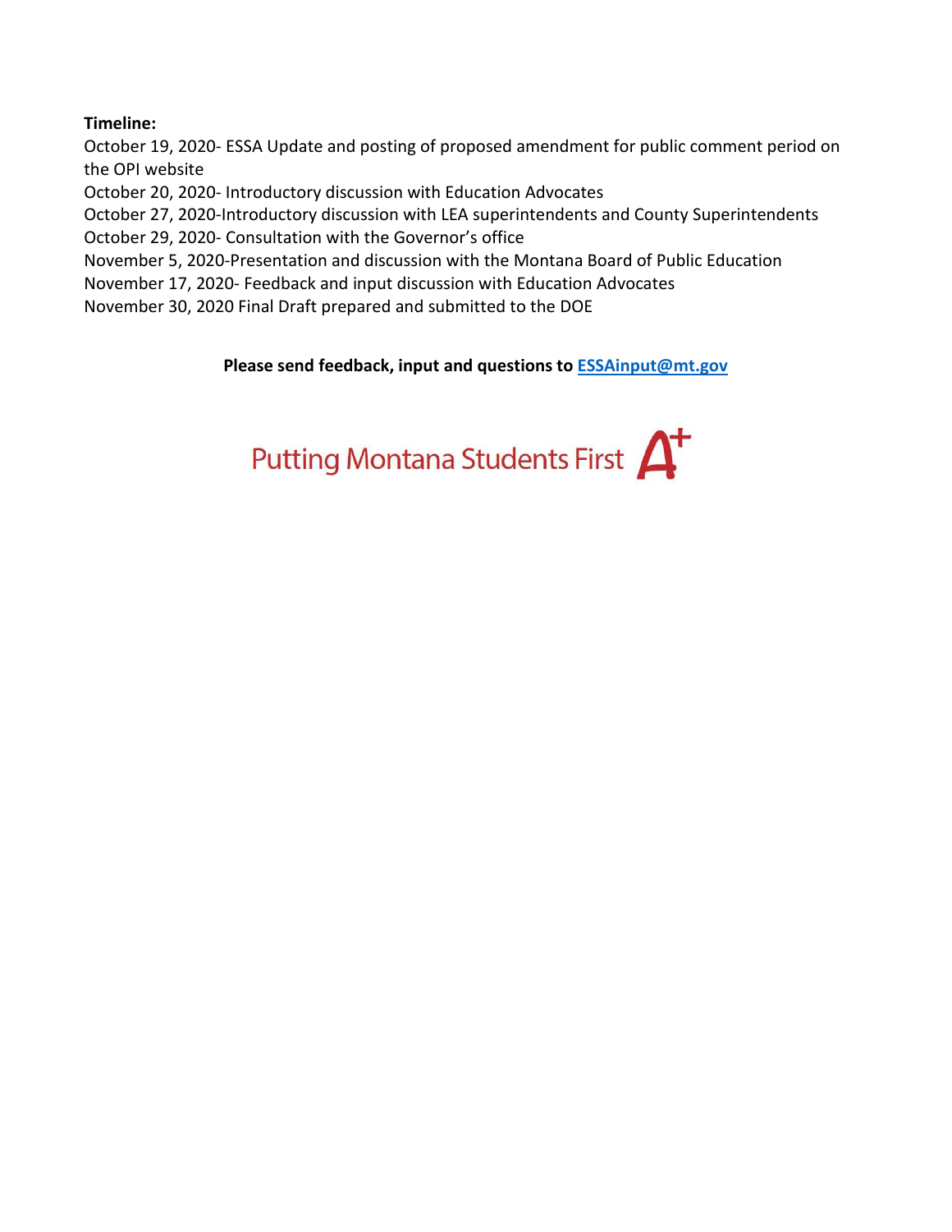**Timeline:**

October 19, 2020- ESSA Update and posting of proposed amendment for public comment period on the OPI website
October 20, 2020- Introductory discussion with Education Advocates
October 27, 2020-Introductory discussion with LEA superintendents and County Superintendents
October 29, 2020- Consultation with the Governor's office
November 5, 2020-Presentation and discussion with the Montana Board of Public Education
November 17, 2020- Feedback and input discussion with Education Advocates
November 30, 2020 Final Draft prepared and submitted to the DOE

**Please send feedback, input and questions to [ESSAinput@mt.gov](mailto:ESSAinput@mt.gov)**

Putting Montana Students First A+